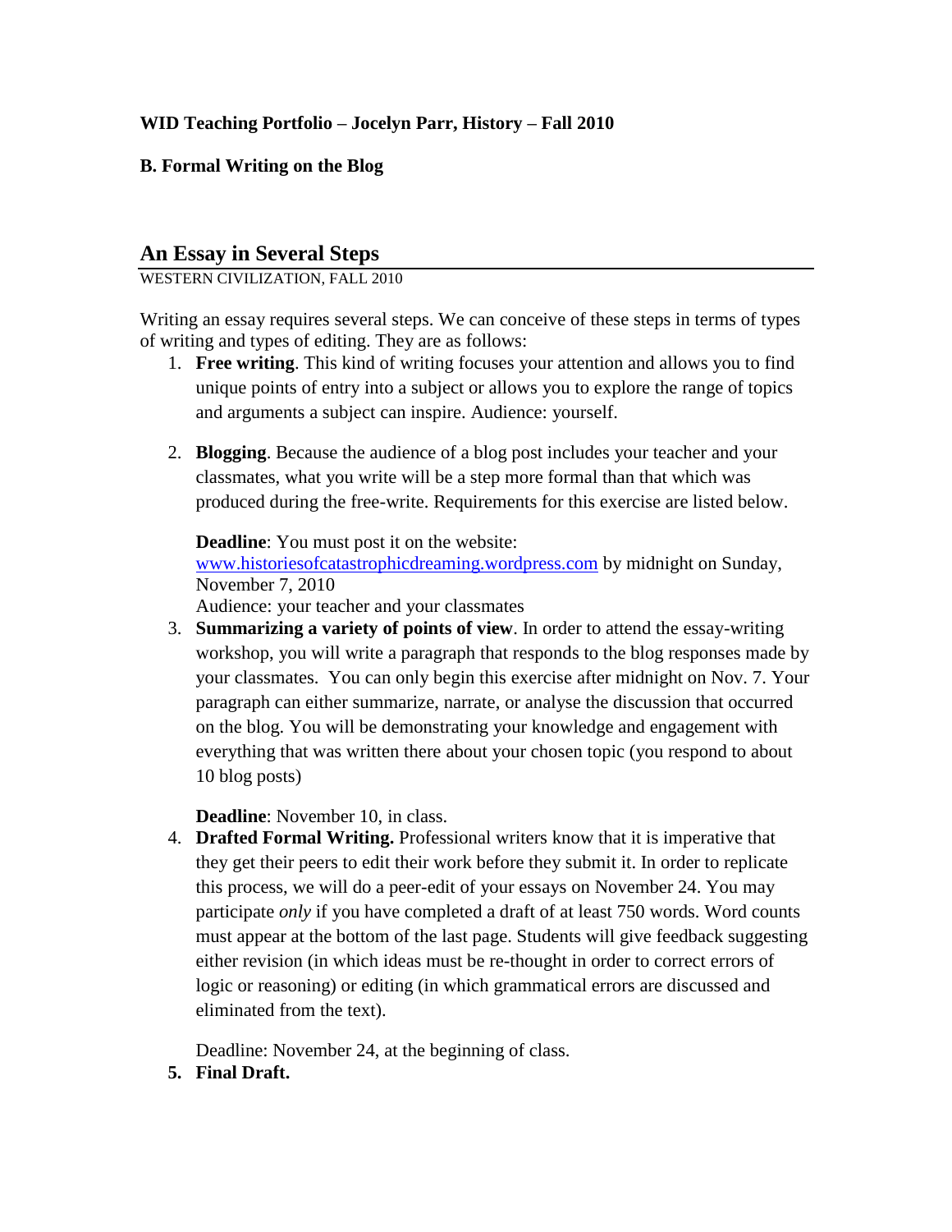**WID Teaching Portfolio – Jocelyn Parr, History – Fall 2010**

**B. Formal Writing on the Blog**

## An Essay in Several Steps

WESTERN CIVILIZATION, FALL 2010

Writing an essay requires several steps. We can conceive of these steps in terms of types of writing and types of editing. They are as follows:

1. **Free writing**. This kind of writing focuses your attention and allows you to find unique points of entry into a subject or allows you to explore the range of topics and arguments a subject can inspire. Audience: yourself.

2. **Blogging**. Because the audience of a blog post includes your teacher and your classmates, what you write will be a step more formal than that which was produced during the free-write. Requirements for this exercise are listed below.

   **Deadline**: You must post it on the website: [www.historiesofcatastrophicdreaming.wordpress.com](www.historiesofcatastrophicdreaming.wordpress.com) by midnight on Sunday, November 7, 2010
   Audience: your teacher and your classmates

3. **Summarizing a variety of points of view**. In order to attend the essay-writing workshop, you will write a paragraph that responds to the blog responses made by your classmates. You can only begin this exercise after midnight on Nov. 7. Your paragraph can either summarize, narrate, or analyse the discussion that occurred on the blog. You will be demonstrating your knowledge and engagement with everything that was written there about your chosen topic (you respond to about 10 blog posts)

   **Deadline**: November 10, in class.

4. **Drafted Formal Writing.** Professional writers know that it is imperative that they get their peers to edit their work before they submit it. In order to replicate this process, we will do a peer-edit of your essays on November 24. You may participate *only* if you have completed a draft of at least 750 words. Word counts must appear at the bottom of the last page. Students will give feedback suggesting either revision (in which ideas must be re-thought in order to correct errors of logic or reasoning) or editing (in which grammatical errors are discussed and eliminated from the text).

   Deadline: November 24, at the beginning of class.

5. **Final Draft.**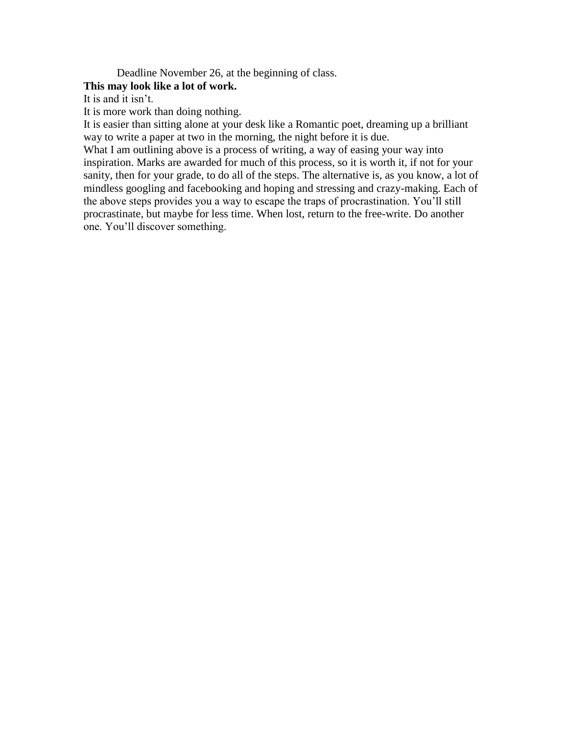Deadline November 26, at the beginning of class.

**This may look like a lot of work.**

It is and it isn't.

It is more work than doing nothing.

It is easier than sitting alone at your desk like a Romantic poet, dreaming up a brilliant way to write a paper at two in the morning, the night before it is due.

What I am outlining above is a process of writing, a way of easing your way into inspiration. Marks are awarded for much of this process, so it is worth it, if not for your sanity, then for your grade, to do all of the steps. The alternative is, as you know, a lot of mindless googling and facebooking and hoping and stressing and crazy-making. Each of the above steps provides you a way to escape the traps of procrastination. You'll still procrastinate, but maybe for less time. When lost, return to the free-write. Do another one. You'll discover something.